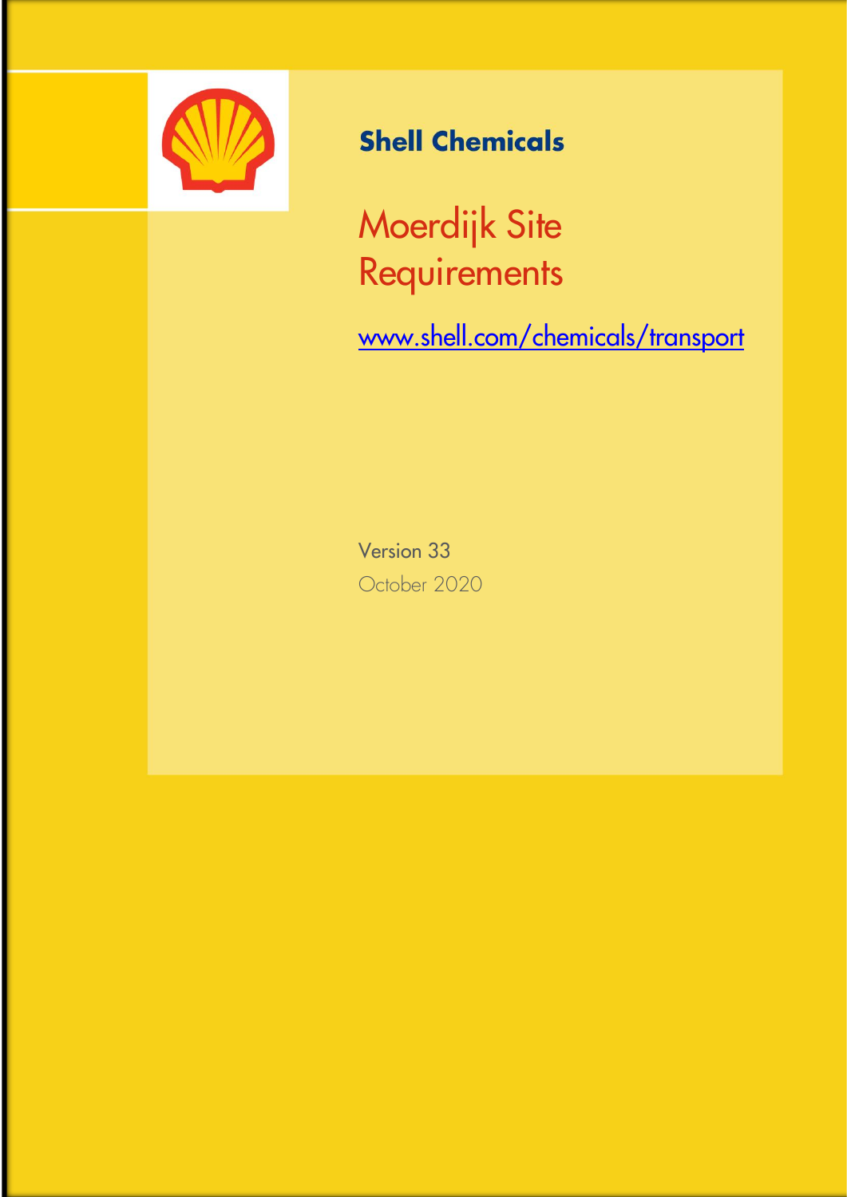**Shell Chemicals**

# Moerdijk Site Requirements

[www.shell.com/chemicals/transport](http://www.shell.com/chemicals/transport)

Version 33

October 2020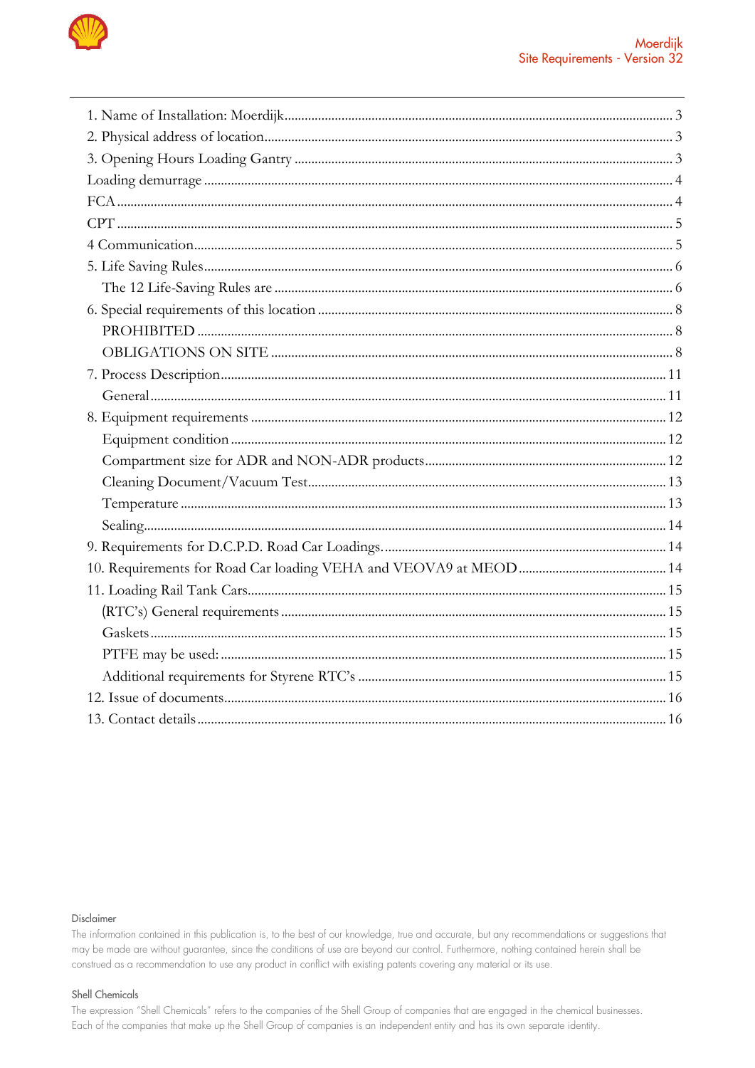1. Name of Installation: Moerdijk .......... 3
2. Physical address of location .......... 3
3. Opening Hours Loading Gantry .......... 3
Loading demurrage .......... 4
FCA .......... 4
CPT .......... 5
4 Communication .......... 5
5. Life Saving Rules .......... 6
  The 12 Life-Saving Rules are .......... 6
6. Special requirements of this location .......... 8
  PROHIBITED .......... 8
  OBLIGATIONS ON SITE .......... 8
7. Process Description .......... 11
  General .......... 11
8. Equipment requirements .......... 12
  Equipment condition .......... 12
  Compartment size for ADR and NON-ADR products .......... 12
  Cleaning Document/Vacuum Test .......... 13
  Temperature .......... 13
  Sealing .......... 14
9. Requirements for D.C.P.D. Road Car Loadings. .......... 14
10. Requirements for Road Car loading VEHA and VEOVA9 at MEOD .......... 14
11. Loading Rail Tank Cars .......... 15
  (RTC's) General requirements .......... 15
  Gaskets .......... 15
  PTFE may be used: .......... 15
  Additional requirements for Styrene RTC's .......... 15
12. Issue of documents .......... 16
13. Contact details .......... 16

Disclaimer

The information contained in this publication is, to the best of our knowledge, true and accurate, but any recommendations or suggestions that may be made are without guarantee, since the conditions of use are beyond our control. Furthermore, nothing contained herein shall be construed as a recommendation to use any product in conflict with existing patents covering any material or its use.

Shell Chemicals

The expression "Shell Chemicals" refers to the companies of the Shell Group of companies that are engaged in the chemical businesses. Each of the companies that make up the Shell Group of companies is an independent entity and has its own separate identity.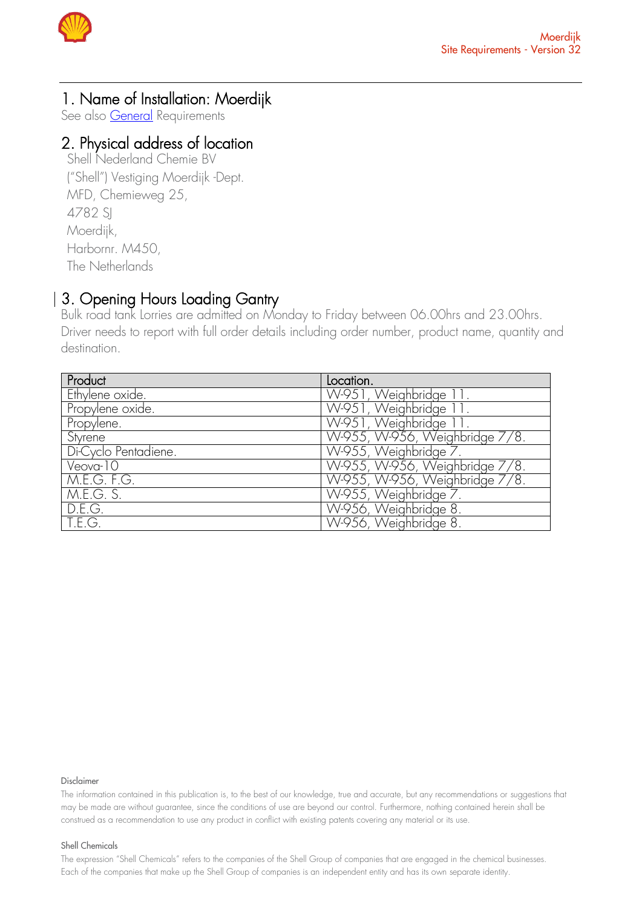# 1. Name of Installation: Moerdijk

See also [General](#) Requirements

# 2. Physical address of location

Shell Nederland Chemie BV
("Shell") Vestiging Moerdijk -Dept.
MFD, Chemieweg 25,
4782 SJ
Moerdijk,
Harbornr. M450,
The Netherlands

# 3. Opening Hours Loading Gantry

Bulk road tank Lorries are admitted on Monday to Friday between 06.00hrs and 23.00hrs. Driver needs to report with full order details including order number, product name, quantity and destination.

| Product | Location. |
|---|---|
| Ethylene oxide. | W-951, Weighbridge 11. |
| Propylene oxide. | W-951, Weighbridge 11. |
| Propylene. | W-951, Weighbridge 11. |
| Styrene | W-955, W-956, Weighbridge 7/8. |
| Di-Cyclo Pentadiene. | W-955, Weighbridge 7. |
| Veova-10 | W-955, W-956, Weighbridge 7/8. |
| M.E.G. F.G. | W-955, W-956, Weighbridge 7/8. |
| M.E.G. S. | W-955, Weighbridge 7. |
| D.E.G. | W-956, Weighbridge 8. |
| T.E.G. | W-956, Weighbridge 8. |

Disclaimer

The information contained in this publication is, to the best of our knowledge, true and accurate, but any recommendations or suggestions that may be made are without guarantee, since the conditions of use are beyond our control. Furthermore, nothing contained herein shall be construed as a recommendation to use any product in conflict with existing patents covering any material or its use.

Shell Chemicals

The expression "Shell Chemicals" refers to the companies of the Shell Group of companies that are engaged in the chemical businesses. Each of the companies that make up the Shell Group of companies is an independent entity and has its own separate identity.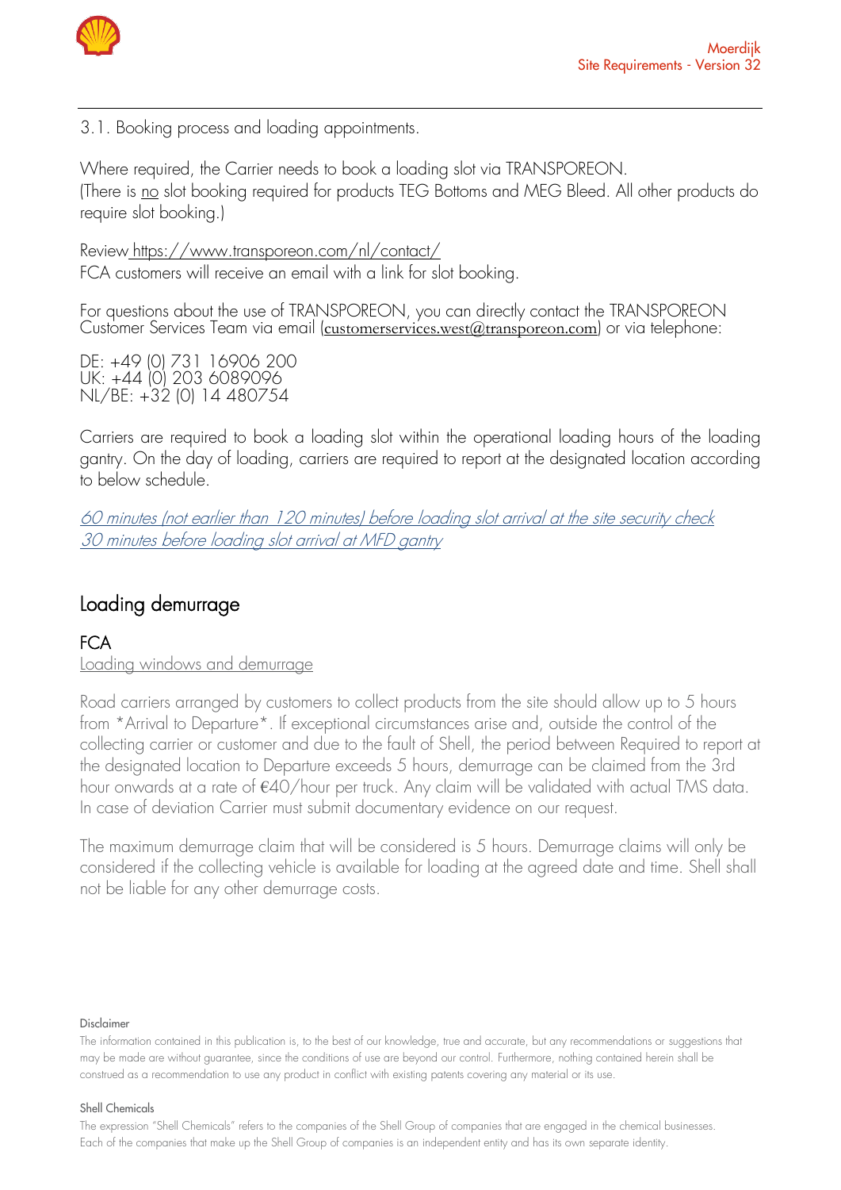3.1. Booking process and loading appointments.

Where required, the Carrier needs to book a loading slot via TRANSPOREON.
(There is no slot booking required for products TEG Bottoms and MEG Bleed. All other products do require slot booking.)

Review https://www.transporeon.com/nl/contact/
FCA customers will receive an email with a link for slot booking.

For questions about the use of TRANSPOREON, you can directly contact the TRANSPOREON Customer Services Team via email (customerservices.west@transporeon.com) or via telephone:

DE: +49 (0) 731 16906 200
UK: +44 (0) 203 6089096
NL/BE: +32 (0) 14 480754

Carriers are required to book a loading slot within the operational loading hours of the loading gantry. On the day of loading, carriers are required to report at the designated location according to below schedule.

*60 minutes (not earlier than 120 minutes) before loading slot arrival at the site security check*
*30 minutes before loading slot arrival at MFD gantry*

## Loading demurrage

### FCA

Loading windows and demurrage

Road carriers arranged by customers to collect products from the site should allow up to 5 hours from *Arrival to Departure*. If exceptional circumstances arise and, outside the control of the collecting carrier or customer and due to the fault of Shell, the period between Required to report at the designated location to Departure exceeds 5 hours, demurrage can be claimed from the 3rd hour onwards at a rate of €40/hour per truck. Any claim will be validated with actual TMS data. In case of deviation Carrier must submit documentary evidence on our request.

The maximum demurrage claim that will be considered is 5 hours. Demurrage claims will only be considered if the collecting vehicle is available for loading at the agreed date and time. Shell shall not be liable for any other demurrage costs.

Disclaimer

The information contained in this publication is, to the best of our knowledge, true and accurate, but any recommendations or suggestions that may be made are without guarantee, since the conditions of use are beyond our control. Furthermore, nothing contained herein shall be construed as a recommendation to use any product in conflict with existing patents covering any material or its use.

Shell Chemicals

The expression "Shell Chemicals" refers to the companies of the Shell Group of companies that are engaged in the chemical businesses. Each of the companies that make up the Shell Group of companies is an independent entity and has its own separate identity.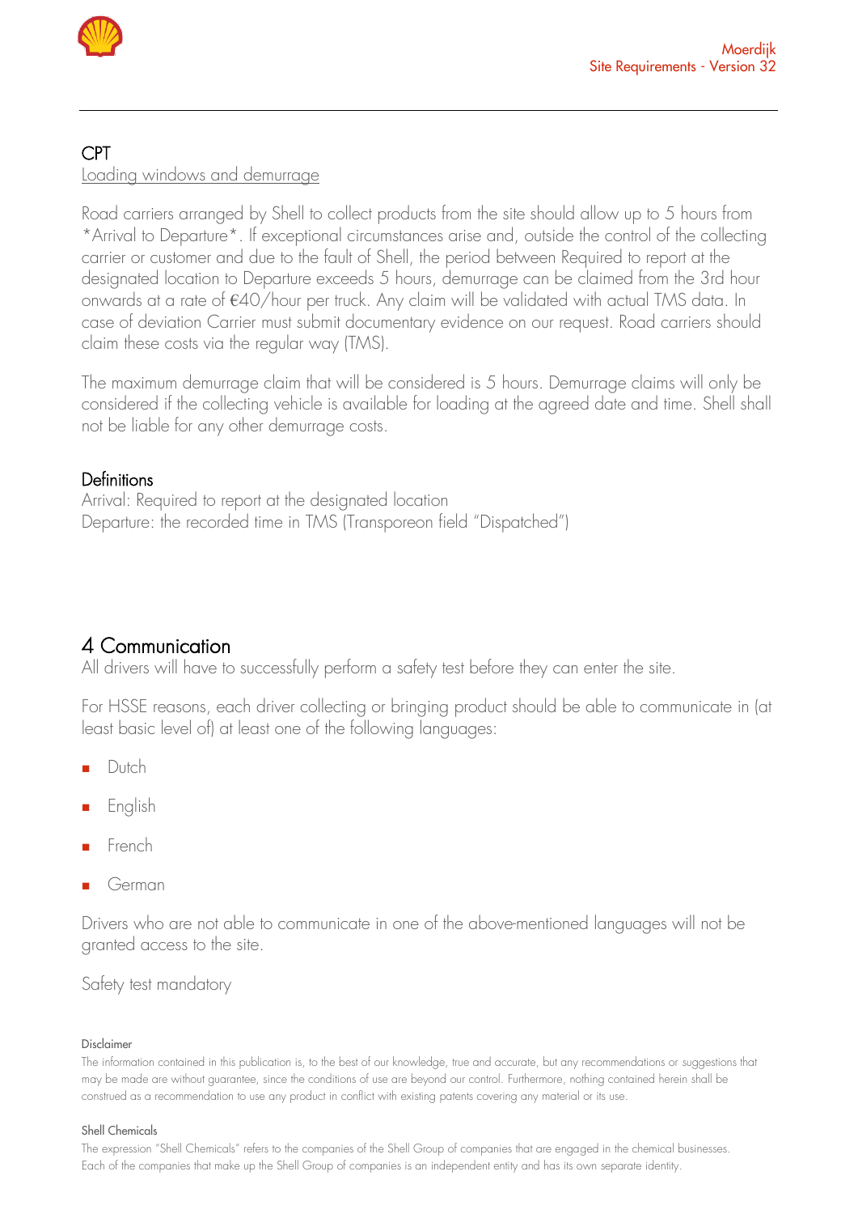### CPT

Loading windows and demurrage

Road carriers arranged by Shell to collect products from the site should allow up to 5 hours from *Arrival to Departure*. If exceptional circumstances arise and, outside the control of the collecting carrier or customer and due to the fault of Shell, the period between Required to report at the designated location to Departure exceeds 5 hours, demurrage can be claimed from the 3rd hour onwards at a rate of €40/hour per truck. Any claim will be validated with actual TMS data. In case of deviation Carrier must submit documentary evidence on our request. Road carriers should claim these costs via the regular way (TMS).

The maximum demurrage claim that will be considered is 5 hours. Demurrage claims will only be considered if the collecting vehicle is available for loading at the agreed date and time. Shell shall not be liable for any other demurrage costs.

### Definitions

Arrival: Required to report at the designated location
Departure: the recorded time in TMS (Transporeon field "Dispatched")

## 4 Communication

All drivers will have to successfully perform a safety test before they can enter the site.

For HSSE reasons, each driver collecting or bringing product should be able to communicate in (at least basic level of) at least one of the following languages:

- Dutch
- English
- French
- German

Drivers who are not able to communicate in one of the above-mentioned languages will not be granted access to the site.

Safety test mandatory

#### Disclaimer

The information contained in this publication is, to the best of our knowledge, true and accurate, but any recommendations or suggestions that may be made are without guarantee, since the conditions of use are beyond our control. Furthermore, nothing contained herein shall be construed as a recommendation to use any product in conflict with existing patents covering any material or its use.

#### Shell Chemicals

The expression "Shell Chemicals" refers to the companies of the Shell Group of companies that are engaged in the chemical businesses. Each of the companies that make up the Shell Group of companies is an independent entity and has its own separate identity.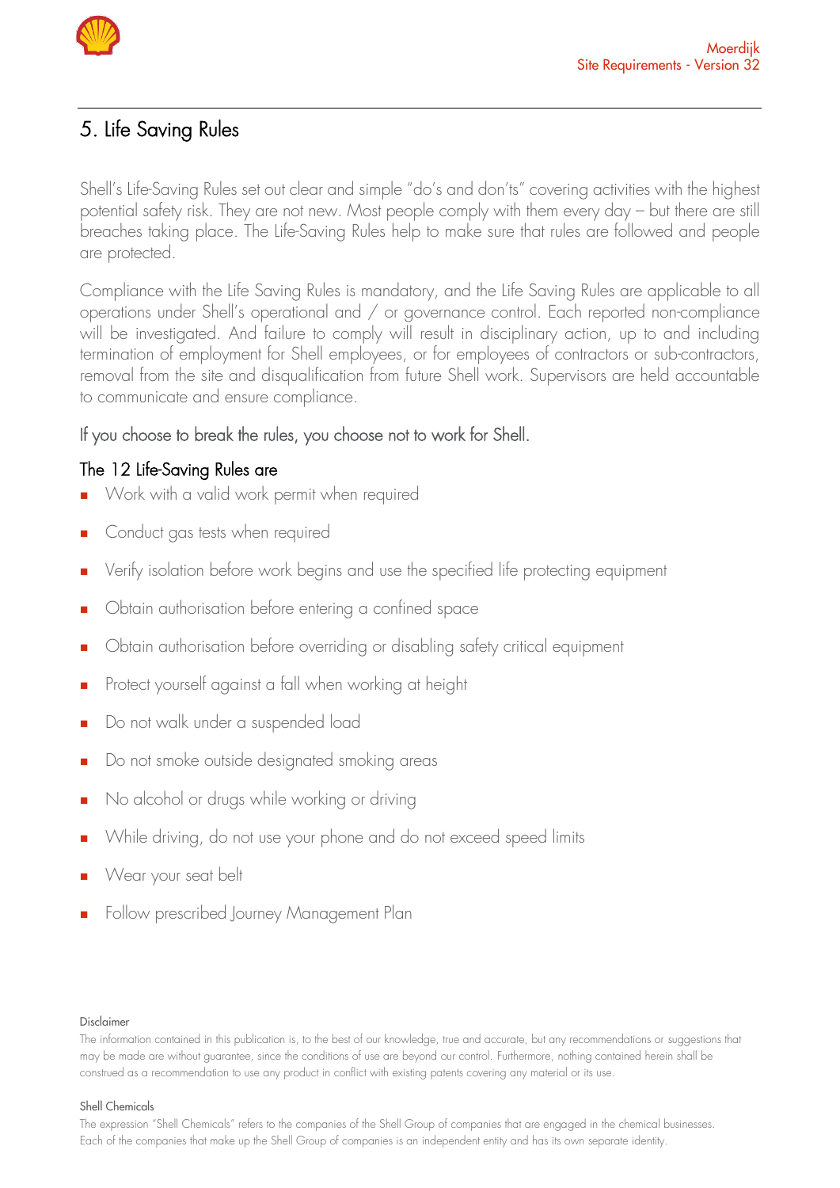# 5. Life Saving Rules

Shell's Life-Saving Rules set out clear and simple "do's and don'ts" covering activities with the highest potential safety risk. They are not new. Most people comply with them every day – but there are still breaches taking place. The Life-Saving Rules help to make sure that rules are followed and people are protected.

Compliance with the Life Saving Rules is mandatory, and the Life Saving Rules are applicable to all operations under Shell's operational and / or governance control. Each reported non-compliance will be investigated. And failure to comply will result in disciplinary action, up to and including termination of employment for Shell employees, or for employees of contractors or sub-contractors, removal from the site and disqualification from future Shell work. Supervisors are held accountable to communicate and ensure compliance.

If you choose to break the rules, you choose not to work for Shell.

## The 12 Life-Saving Rules are

- Work with a valid work permit when required
- Conduct gas tests when required
- Verify isolation before work begins and use the specified life protecting equipment
- Obtain authorisation before entering a confined space
- Obtain authorisation before overriding or disabling safety critical equipment
- Protect yourself against a fall when working at height
- Do not walk under a suspended load
- Do not smoke outside designated smoking areas
- No alcohol or drugs while working or driving
- While driving, do not use your phone and do not exceed speed limits
- Wear your seat belt
- Follow prescribed Journey Management Plan

Disclaimer

The information contained in this publication is, to the best of our knowledge, true and accurate, but any recommendations or suggestions that may be made are without guarantee, since the conditions of use are beyond our control. Furthermore, nothing contained herein shall be construed as a recommendation to use any product in conflict with existing patents covering any material or its use.

Shell Chemicals

The expression "Shell Chemicals" refers to the companies of the Shell Group of companies that are engaged in the chemical businesses. Each of the companies that make up the Shell Group of companies is an independent entity and has its own separate identity.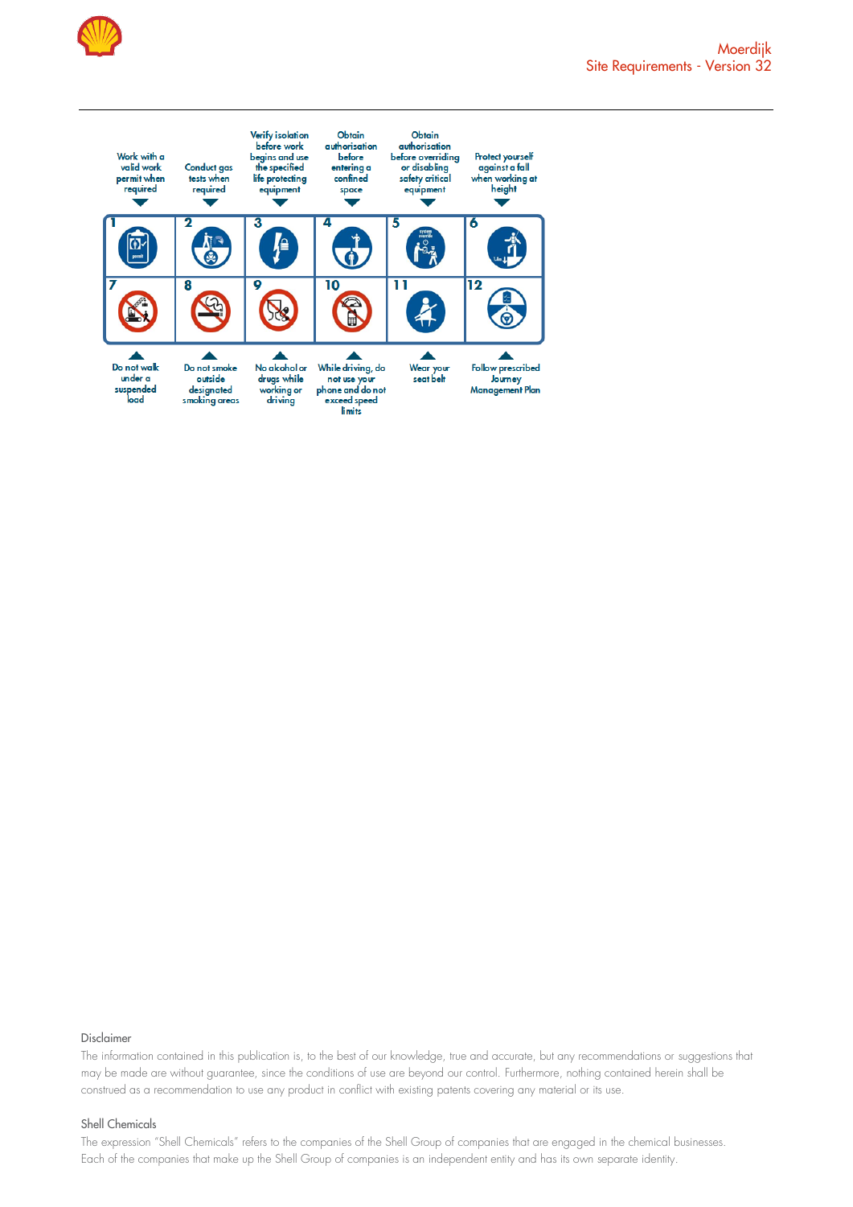| 1 | 2 | 3 | 4 | 5 | 6 |
| --- | --- | --- | --- | --- | --- |
| Work with a valid work permit when required | Conduct gas tests when required | Verify isolation before work begins and use the specified life protecting equipment | Obtain authorisation before entering a confined space | Obtain authorisation before overriding or disabling safety critical equipment | Protect yourself against a fall when working at height |

| 7 | 8 | 9 | 10 | 11 | 12 |
| --- | --- | --- | --- | --- | --- |
| Do not walk under a suspended load | Do not smoke outside designated smoking areas | No alcohol or drugs while working or driving | While driving, do not use your phone and do not exceed speed limits | Wear your seat belt | Follow prescribed Journey Management Plan |

Disclaimer

The information contained in this publication is, to the best of our knowledge, true and accurate, but any recommendations or suggestions that may be made are without guarantee, since the conditions of use are beyond our control. Furthermore, nothing contained herein shall be construed as a recommendation to use any product in conflict with existing patents covering any material or its use.

Shell Chemicals

The expression "Shell Chemicals" refers to the companies of the Shell Group of companies that are engaged in the chemical businesses. Each of the companies that make up the Shell Group of companies is an independent entity and has its own separate identity.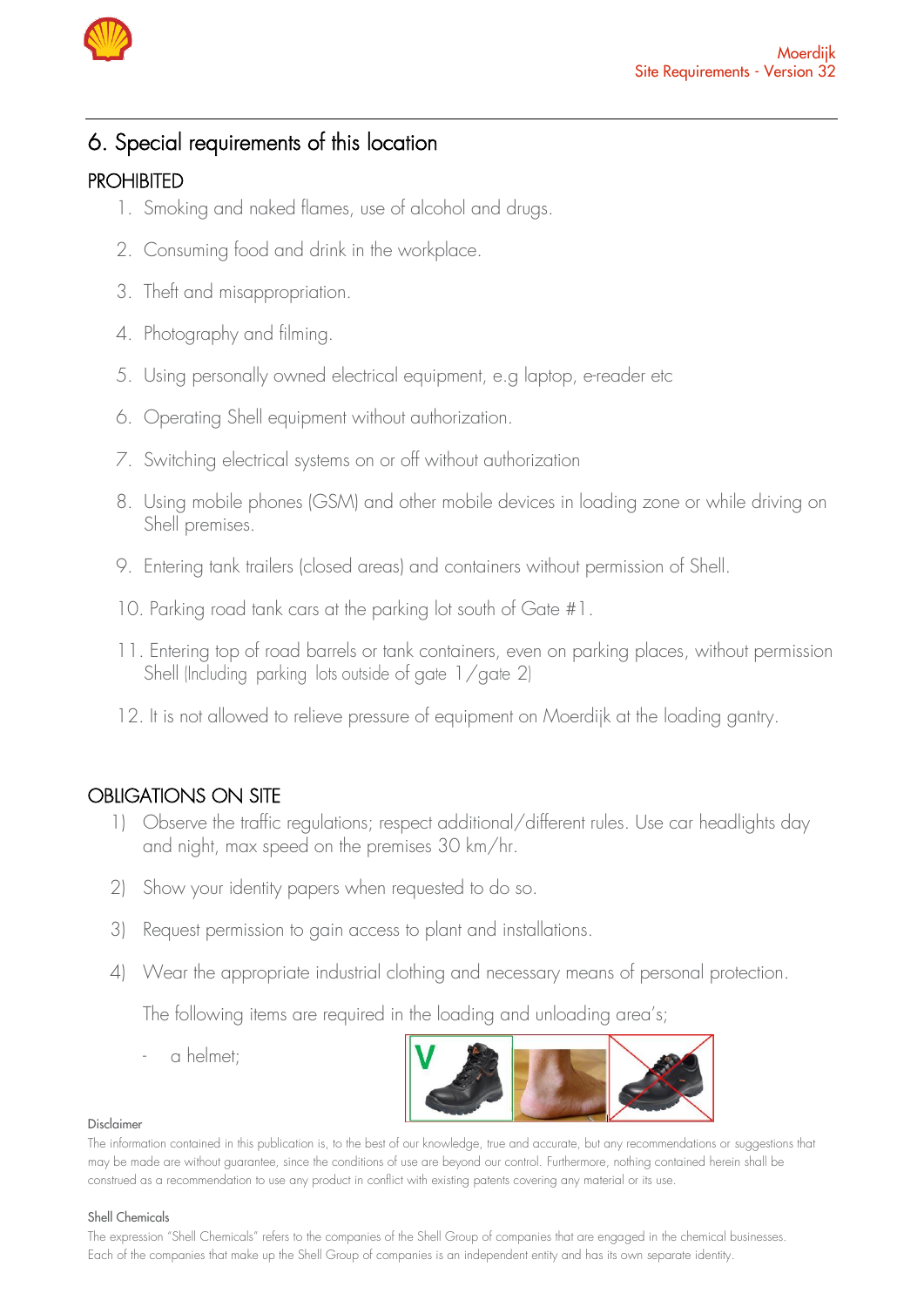## 6. Special requirements of this location

### PROHIBITED

1. Smoking and naked flames, use of alcohol and drugs.
2. Consuming food and drink in the workplace.
3. Theft and misappropriation.
4. Photography and filming.
5. Using personally owned electrical equipment, e.g laptop, e-reader etc
6. Operating Shell equipment without authorization.
7. Switching electrical systems on or off without authorization
8. Using mobile phones (GSM) and other mobile devices in loading zone or while driving on Shell premises.
9. Entering tank trailers (closed areas) and containers without permission of Shell.
10. Parking road tank cars at the parking lot south of Gate #1.
11. Entering top of road barrels or tank containers, even on parking places, without permission Shell (Including parking lots outside of gate 1/gate 2)
12. It is not allowed to relieve pressure of equipment on Moerdijk at the loading gantry.

### OBLIGATIONS ON SITE

1) Observe the traffic regulations; respect additional/different rules. Use car headlights day and night, max speed on the premises 30 km/hr.
2) Show your identity papers when requested to do so.
3) Request permission to gain access to plant and installations.
4) Wear the appropriate industrial clothing and necessary means of personal protection.

   The following items are required in the loading and unloading area's;

   - a helmet;

Disclaimer

The information contained in this publication is, to the best of our knowledge, true and accurate, but any recommendations or suggestions that may be made are without guarantee, since the conditions of use are beyond our control. Furthermore, nothing contained herein shall be construed as a recommendation to use any product in conflict with existing patents covering any material or its use.

Shell Chemicals

The expression "Shell Chemicals" refers to the companies of the Shell Group of companies that are engaged in the chemical businesses. Each of the companies that make up the Shell Group of companies is an independent entity and has its own separate identity.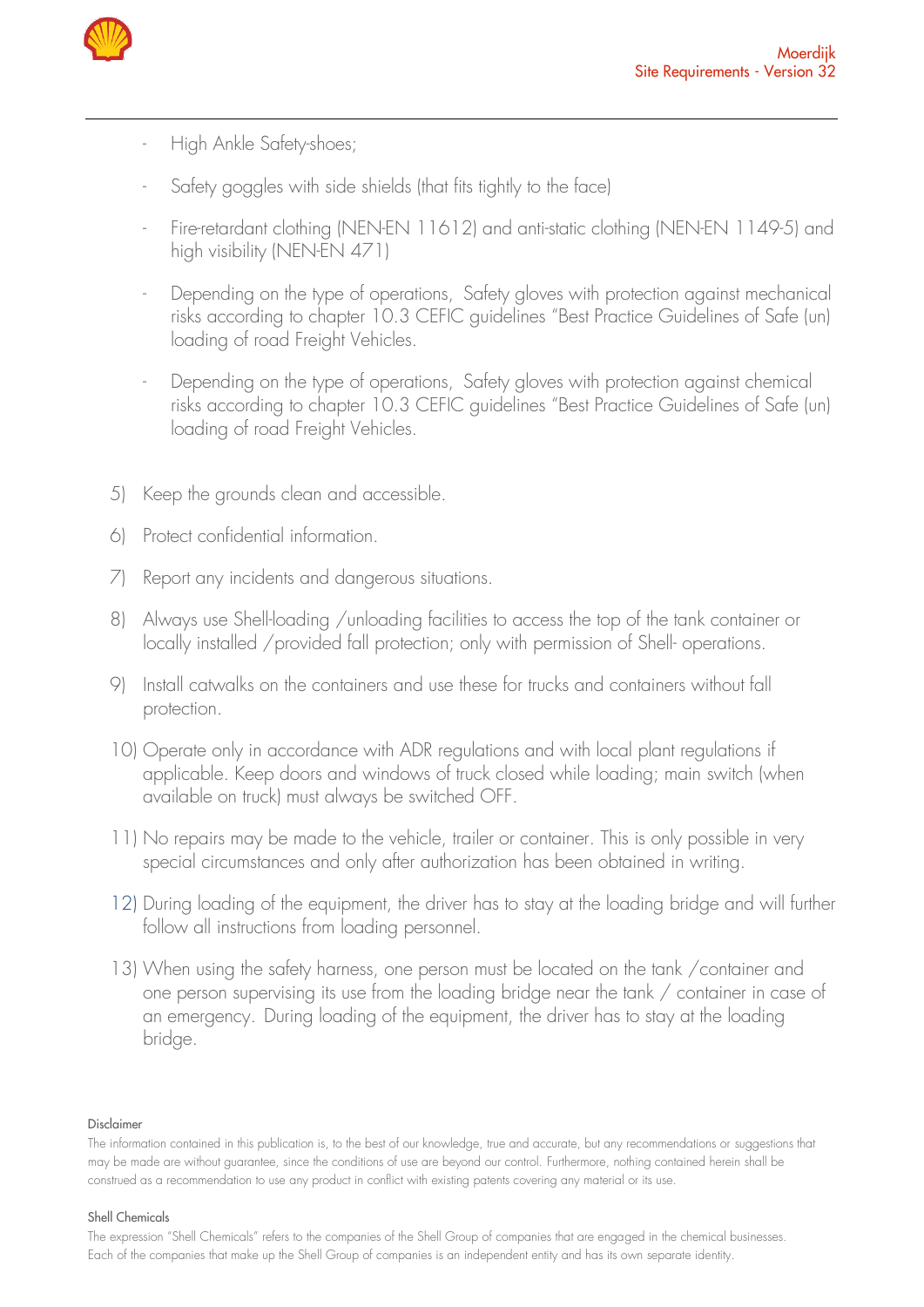- High Ankle Safety-shoes;
- Safety goggles with side shields (that fits tightly to the face)
- Fire-retardant clothing (NEN-EN 11612) and anti-static clothing (NEN-EN 1149-5) and high visibility (NEN-EN 471)
- Depending on the type of operations,  Safety gloves with protection against mechanical risks according to chapter 10.3 CEFIC guidelines "Best Practice Guidelines of Safe (un) loading of road Freight Vehicles.
- Depending on the type of operations,  Safety gloves with protection against chemical risks according to chapter 10.3 CEFIC guidelines "Best Practice Guidelines of Safe (un) loading of road Freight Vehicles.

5) Keep the grounds clean and accessible.
6) Protect confidential information.
7) Report any incidents and dangerous situations.
8) Always use Shell-loading /unloading facilities to access the top of the tank container or locally installed /provided fall protection; only with permission of Shell- operations.
9) Install catwalks on the containers and use these for trucks and containers without fall protection.
10) Operate only in accordance with ADR regulations and with local plant regulations if applicable. Keep doors and windows of truck closed while loading; main switch (when available on truck) must always be switched OFF.
11) No repairs may be made to the vehicle, trailer or container. This is only possible in very special circumstances and only after authorization has been obtained in writing.
12) During loading of the equipment, the driver has to stay at the loading bridge and will further follow all instructions from loading personnel.
13) When using the safety harness, one person must be located on the tank /container and one person supervising its use from the loading bridge near the tank / container in case of an emergency.  During loading of the equipment, the driver has to stay at the loading bridge.

Disclaimer

The information contained in this publication is, to the best of our knowledge, true and accurate, but any recommendations or suggestions that may be made are without guarantee, since the conditions of use are beyond our control. Furthermore, nothing contained herein shall be construed as a recommendation to use any product in conflict with existing patents covering any material or its use.

Shell Chemicals

The expression "Shell Chemicals" refers to the companies of the Shell Group of companies that are engaged in the chemical businesses. Each of the companies that make up the Shell Group of companies is an independent entity and has its own separate identity.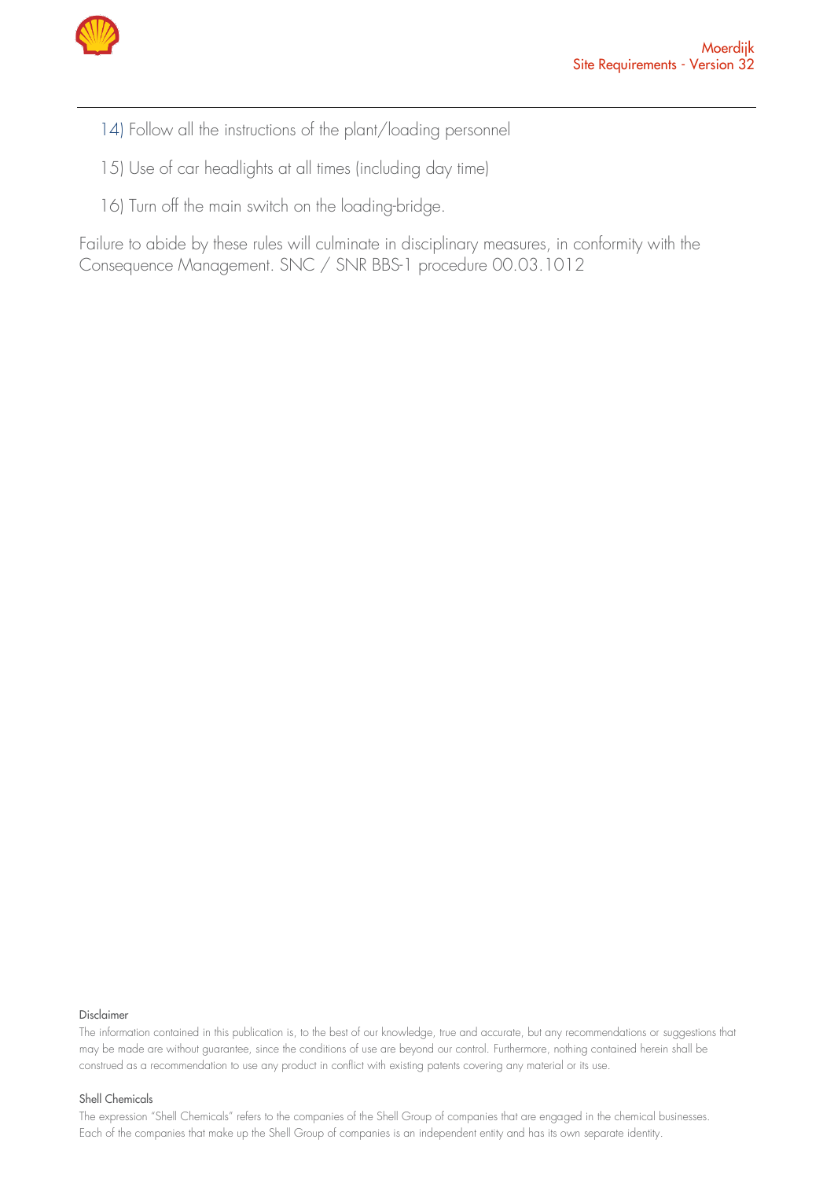14) Follow all the instructions of the plant/loading personnel

15) Use of car headlights at all times (including day time)

16) Turn off the main switch on the loading-bridge.

Failure to abide by these rules will culminate in disciplinary measures, in conformity with the Consequence Management. SNC / SNR BBS-1 procedure 00.03.1012

Disclaimer

The information contained in this publication is, to the best of our knowledge, true and accurate, but any recommendations or suggestions that may be made are without guarantee, since the conditions of use are beyond our control. Furthermore, nothing contained herein shall be construed as a recommendation to use any product in conflict with existing patents covering any material or its use.

Shell Chemicals

The expression "Shell Chemicals" refers to the companies of the Shell Group of companies that are engaged in the chemical businesses. Each of the companies that make up the Shell Group of companies is an independent entity and has its own separate identity.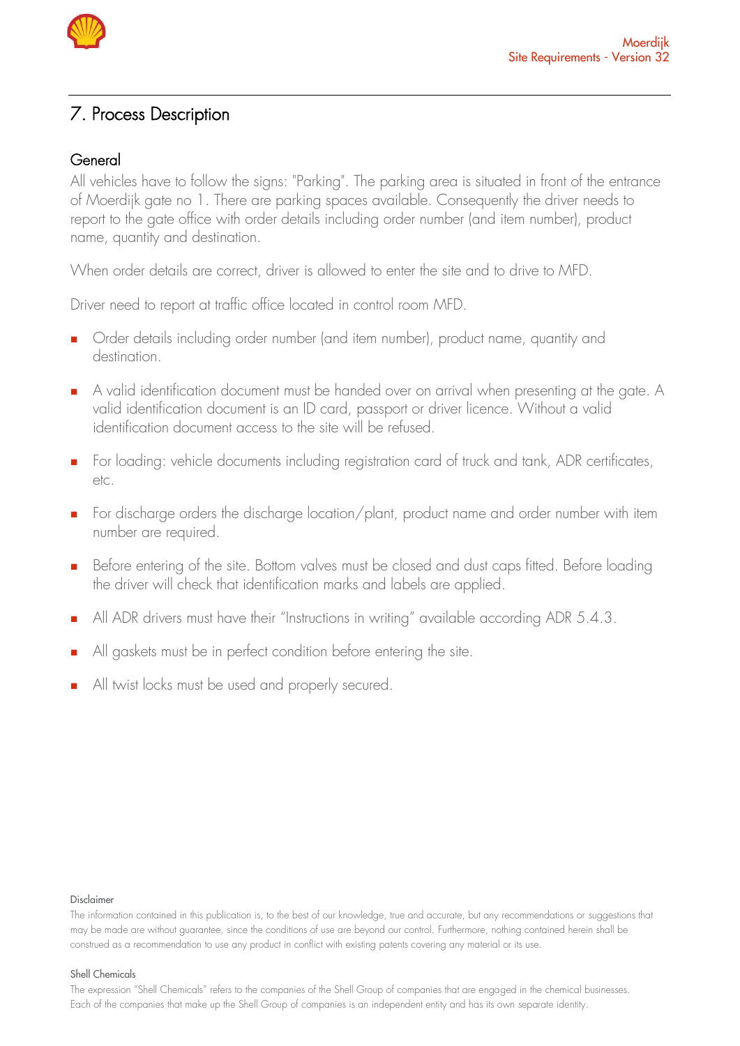# 7. Process Description

## General

All vehicles have to follow the signs: "Parking". The parking area is situated in front of the entrance of Moerdijk gate no 1. There are parking spaces available. Consequently the driver needs to report to the gate office with order details including order number (and item number), product name, quantity and destination.

When order details are correct, driver is allowed to enter the site and to drive to MFD.

Driver need to report at traffic office located in control room MFD.

- Order details including order number (and item number), product name, quantity and destination.
- A valid identification document must be handed over on arrival when presenting at the gate. A valid identification document is an ID card, passport or driver licence. Without a valid identification document access to the site will be refused.
- For loading: vehicle documents including registration card of truck and tank, ADR certificates, etc.
- For discharge orders the discharge location/plant, product name and order number with item number are required.
- Before entering of the site. Bottom valves must be closed and dust caps fitted. Before loading the driver will check that identification marks and labels are applied.
- All ADR drivers must have their "Instructions in writing" available according ADR 5.4.3.
- All gaskets must be in perfect condition before entering the site.
- All twist locks must be used and properly secured.

Disclaimer

The information contained in this publication is, to the best of our knowledge, true and accurate, but any recommendations or suggestions that may be made are without guarantee, since the conditions of use are beyond our control. Furthermore, nothing contained herein shall be construed as a recommendation to use any product in conflict with existing patents covering any material or its use.

Shell Chemicals

The expression "Shell Chemicals" refers to the companies of the Shell Group of companies that are engaged in the chemical businesses. Each of the companies that make up the Shell Group of companies is an independent entity and has its own separate identity.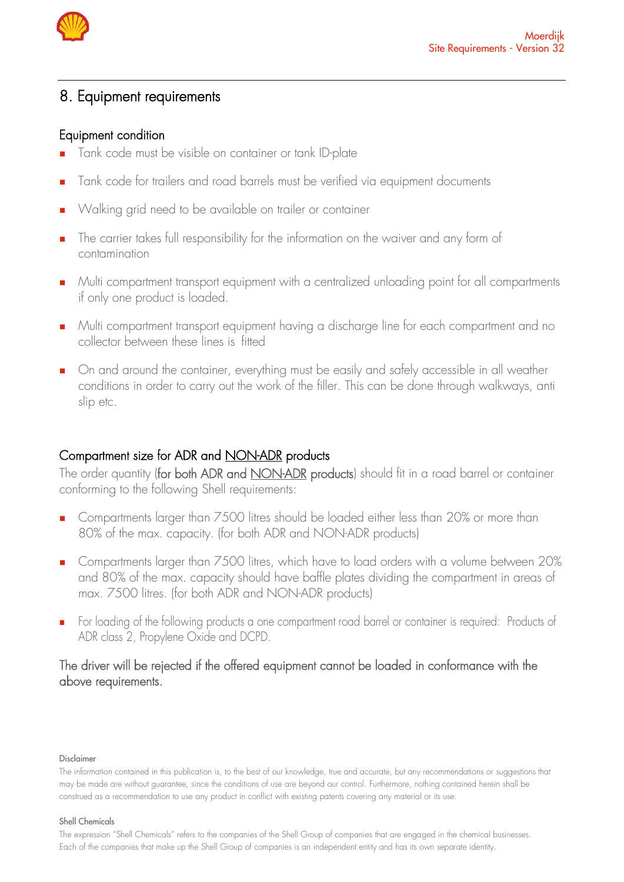## 8. Equipment requirements

### Equipment condition

- Tank code must be visible on container or tank ID-plate
- Tank code for trailers and road barrels must be verified via equipment documents
- Walking grid need to be available on trailer or container
- The carrier takes full responsibility for the information on the waiver and any form of contamination
- Multi compartment transport equipment with a centralized unloading point for all compartments if only one product is loaded.
- Multi compartment transport equipment having a discharge line for each compartment and no collector between these lines is fitted
- On and around the container, everything must be easily and safely accessible in all weather conditions in order to carry out the work of the filler. This can be done through walkways, anti slip etc.

### Compartment size for ADR and NON-ADR products

The order quantity (for both ADR and NON-ADR products) should fit in a road barrel or container conforming to the following Shell requirements:

- Compartments larger than 7500 litres should be loaded either less than 20% or more than 80% of the max. capacity. (for both ADR and NON-ADR products)
- Compartments larger than 7500 litres, which have to load orders with a volume between 20% and 80% of the max. capacity should have baffle plates dividing the compartment in areas of max. 7500 litres. (for both ADR and NON-ADR products)
- For loading of the following products a one compartment road barrel or container is required: Products of ADR class 2, Propylene Oxide and DCPD.

The driver will be rejected if the offered equipment cannot be loaded in conformance with the above requirements.

Disclaimer

The information contained in this publication is, to the best of our knowledge, true and accurate, but any recommendations or suggestions that may be made are without guarantee, since the conditions of use are beyond our control. Furthermore, nothing contained herein shall be construed as a recommendation to use any product in conflict with existing patents covering any material or its use.

Shell Chemicals

The expression "Shell Chemicals" refers to the companies of the Shell Group of companies that are engaged in the chemical businesses. Each of the companies that make up the Shell Group of companies is an independent entity and has its own separate identity.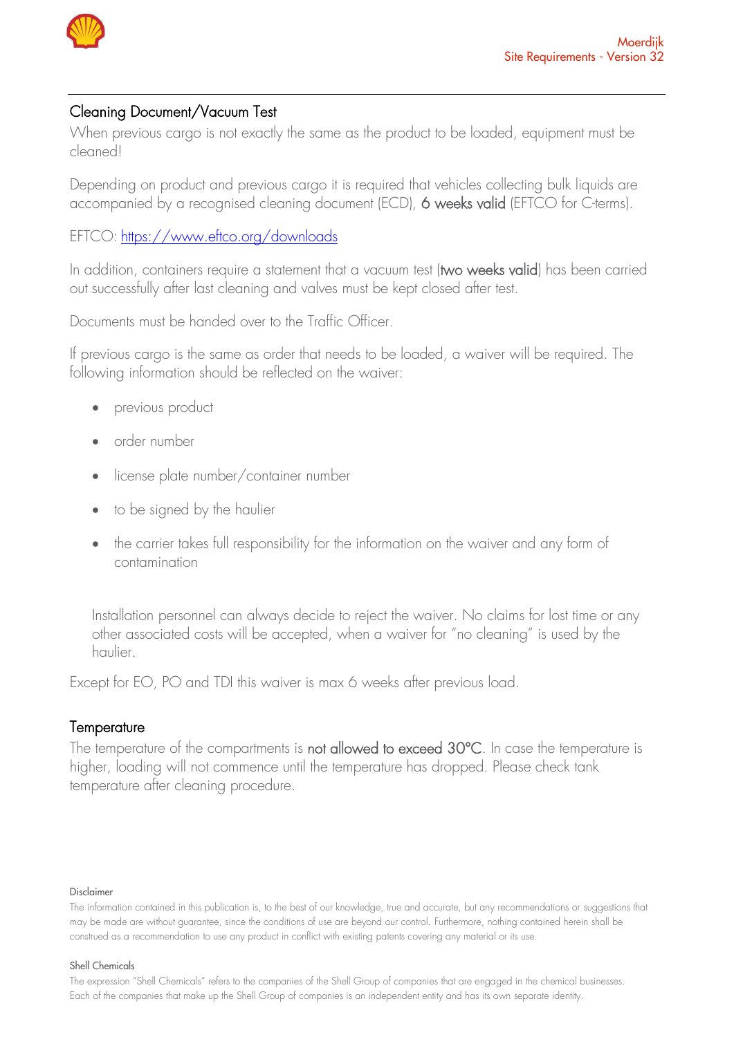## Cleaning Document/Vacuum Test

When previous cargo is not exactly the same as the product to be loaded, equipment must be cleaned!

Depending on product and previous cargo it is required that vehicles collecting bulk liquids are accompanied by a recognised cleaning document (ECD), **6 weeks valid** (EFTCO for C-terms).

EFTCO: [https://www.eftco.org/downloads](https://www.eftco.org/downloads)

In addition, containers require a statement that a vacuum test (**two weeks valid**) has been carried out successfully after last cleaning and valves must be kept closed after test.

Documents must be handed over to the Traffic Officer.

If previous cargo is the same as order that needs to be loaded, a waiver will be required. The following information should be reflected on the waiver:

- previous product
- order number
- license plate number/container number
- to be signed by the haulier
- the carrier takes full responsibility for the information on the waiver and any form of contamination

Installation personnel can always decide to reject the waiver. No claims for lost time or any other associated costs will be accepted, when a waiver for "no cleaning" is used by the haulier.

Except for EO, PO and TDI this waiver is max 6 weeks after previous load.

## Temperature

The temperature of the compartments is **not allowed to exceed 30°C**. In case the temperature is higher, loading will not commence until the temperature has dropped. Please check tank temperature after cleaning procedure.

Disclaimer

The information contained in this publication is, to the best of our knowledge, true and accurate, but any recommendations or suggestions that may be made are without guarantee, since the conditions of use are beyond our control. Furthermore, nothing contained herein shall be construed as a recommendation to use any product in conflict with existing patents covering any material or its use.

Shell Chemicals

The expression "Shell Chemicals" refers to the companies of the Shell Group of companies that are engaged in the chemical businesses. Each of the companies that make up the Shell Group of companies is an independent entity and has its own separate identity.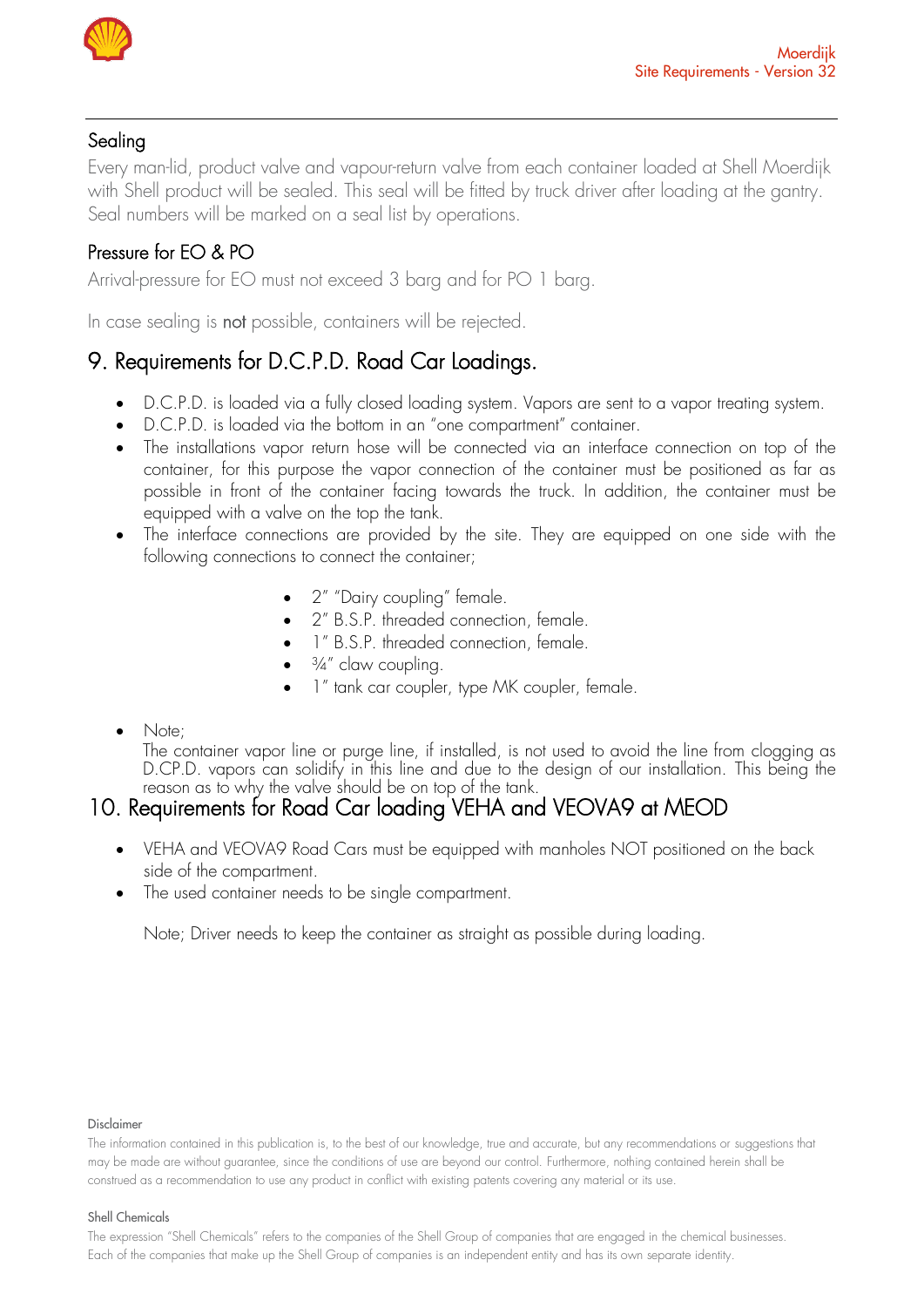### Sealing

Every man-lid, product valve and vapour-return valve from each container loaded at Shell Moerdijk with Shell product will be sealed. This seal will be fitted by truck driver after loading at the gantry. Seal numbers will be marked on a seal list by operations.

### Pressure for EO & PO

Arrival-pressure for EO must not exceed 3 barg and for PO 1 barg.

In case sealing is **not** possible, containers will be rejected.

## 9. Requirements for D.C.P.D. Road Car Loadings.

- D.C.P.D. is loaded via a fully closed loading system. Vapors are sent to a vapor treating system.
- D.C.P.D. is loaded via the bottom in an "one compartment" container.
- The installations vapor return hose will be connected via an interface connection on top of the container, for this purpose the vapor connection of the container must be positioned as far as possible in front of the container facing towards the truck. In addition, the container must be equipped with a valve on the top the tank.
- The interface connections are provided by the site. They are equipped on one side with the following connections to connect the container;
    - 2" "Dairy coupling" female.
    - 2" B.S.P. threaded connection, female.
    - 1" B.S.P. threaded connection, female.
    - ¾" claw coupling.
    - 1" tank car coupler, type MK coupler, female.
- Note;
  The container vapor line or purge line, if installed, is not used to avoid the line from clogging as D.CP.D. vapors can solidify in this line and due to the design of our installation. This being the reason as to why the valve should be on top of the tank.

## 10. Requirements for Road Car loading VEHA and VEOVA9 at MEOD

- VEHA and VEOVA9 Road Cars must be equipped with manholes NOT positioned on the back side of the compartment.
- The used container needs to be single compartment.

  Note; Driver needs to keep the container as straight as possible during loading.

Disclaimer

The information contained in this publication is, to the best of our knowledge, true and accurate, but any recommendations or suggestions that may be made are without guarantee, since the conditions of use are beyond our control. Furthermore, nothing contained herein shall be construed as a recommendation to use any product in conflict with existing patents covering any material or its use.

Shell Chemicals

The expression "Shell Chemicals" refers to the companies of the Shell Group of companies that are engaged in the chemical businesses. Each of the companies that make up the Shell Group of companies is an independent entity and has its own separate identity.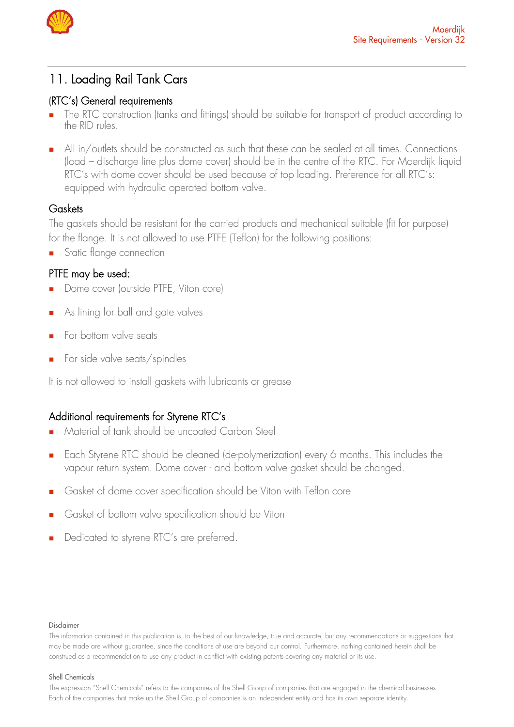# 11. Loading Rail Tank Cars

## (RTC's) General requirements

- The RTC construction (tanks and fittings) should be suitable for transport of product according to the RID rules.

- All in/outlets should be constructed as such that these can be sealed at all times. Connections (load – discharge line plus dome cover) should be in the centre of the RTC. For Moerdijk liquid RTC's with dome cover should be used because of top loading. Preference for all RTC's: equipped with hydraulic operated bottom valve.

## Gaskets

The gaskets should be resistant for the carried products and mechanical suitable (fit for purpose) for the flange. It is not allowed to use PTFE (Teflon) for the following positions:

- Static flange connection

## PTFE may be used:

- Dome cover (outside PTFE, Viton core)

- As lining for ball and gate valves

- For bottom valve seats

- For side valve seats/spindles

It is not allowed to install gaskets with lubricants or grease

## Additional requirements for Styrene RTC's

- Material of tank should be uncoated Carbon Steel

- Each Styrene RTC should be cleaned (de-polymerization) every 6 months. This includes the vapour return system. Dome cover - and bottom valve gasket should be changed.

- Gasket of dome cover specification should be Viton with Teflon core

- Gasket of bottom valve specification should be Viton

- Dedicated to styrene RTC's are preferred.

#### Disclaimer

The information contained in this publication is, to the best of our knowledge, true and accurate, but any recommendations or suggestions that may be made are without guarantee, since the conditions of use are beyond our control. Furthermore, nothing contained herein shall be construed as a recommendation to use any product in conflict with existing patents covering any material or its use.

#### Shell Chemicals

The expression "Shell Chemicals" refers to the companies of the Shell Group of companies that are engaged in the chemical businesses. Each of the companies that make up the Shell Group of companies is an independent entity and has its own separate identity.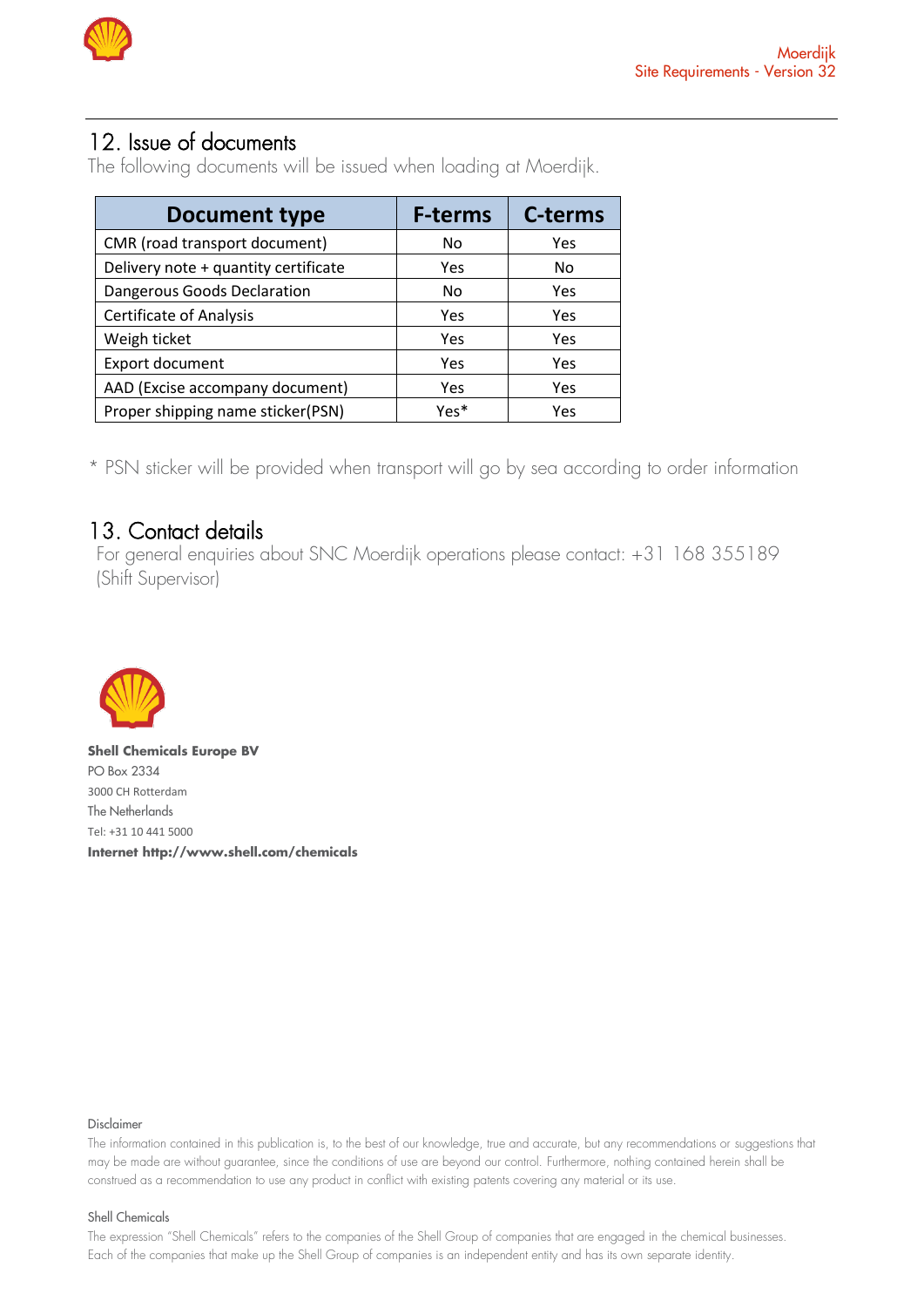## 12. Issue of documents

The following documents will be issued when loading at Moerdijk.

| Document type | F-terms | C-terms |
|---|---|---|
| CMR (road transport document) | No | Yes |
| Delivery note + quantity certificate | Yes | No |
| Dangerous Goods Declaration | No | Yes |
| Certificate of Analysis | Yes | Yes |
| Weigh ticket | Yes | Yes |
| Export document | Yes | Yes |
| AAD (Excise accompany document) | Yes | Yes |
| Proper shipping name sticker(PSN) | Yes* | Yes |

* PSN sticker will be provided when transport will go by sea according to order information

## 13. Contact details

For general enquiries about SNC Moerdijk operations please contact: +31 168 355189 (Shift Supervisor)

**Shell Chemicals Europe BV**
PO Box 2334
3000 CH Rotterdam
The Netherlands
Tel: +31 10 441 5000
**Internet http://www.shell.com/chemicals**

Disclaimer

The information contained in this publication is, to the best of our knowledge, true and accurate, but any recommendations or suggestions that may be made are without guarantee, since the conditions of use are beyond our control. Furthermore, nothing contained herein shall be construed as a recommendation to use any product in conflict with existing patents covering any material or its use.

Shell Chemicals

The expression "Shell Chemicals" refers to the companies of the Shell Group of companies that are engaged in the chemical businesses. Each of the companies that make up the Shell Group of companies is an independent entity and has its own separate identity.